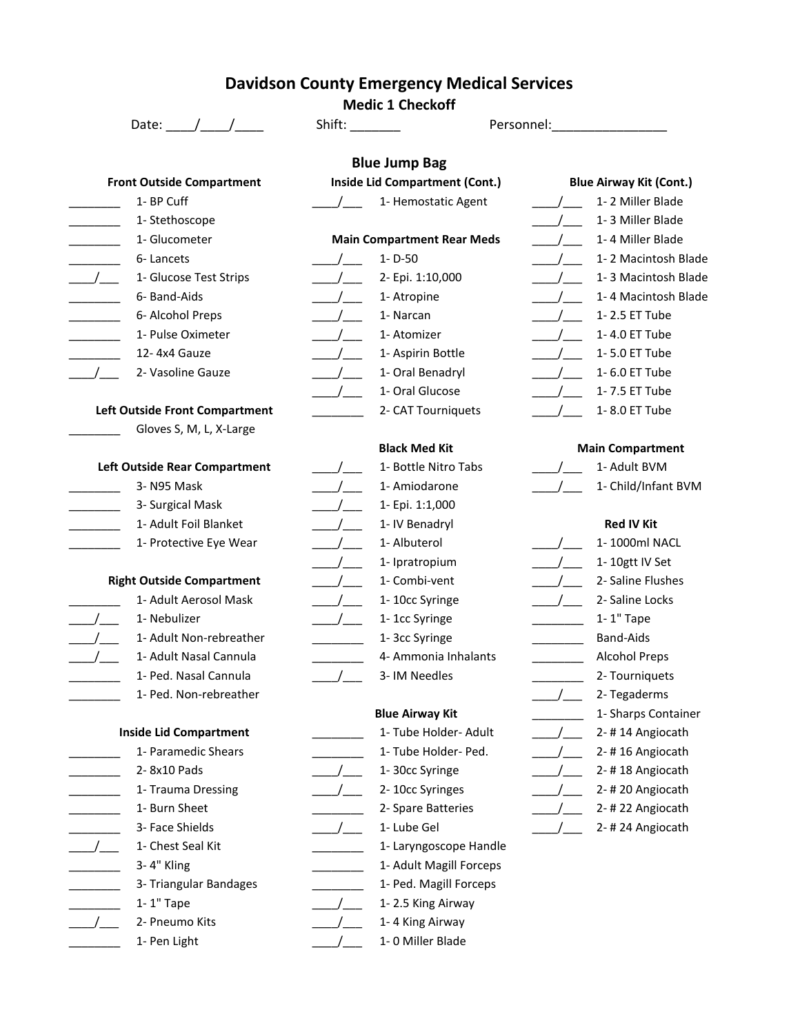# Davidson County Emergency Medical Services

## Medic 1 Checkoff

Date: ____/____/____ Shift: _______ Personnel:________________

## Blue Jump Bag

### Front Outside Compartment

________ 1- BP Cuff
________ 1- Stethoscope
________ 1- Glucometer
________ 6- Lancets
____/___ 1- Glucose Test Strips
________ 6- Band-Aids
________ 6- Alcohol Preps
________ 1- Pulse Oximeter
________ 12- 4x4 Gauze
____/___ 2- Vasoline Gauze

### Left Outside Front Compartment

________ Gloves S, M, L, X-Large

### Left Outside Rear Compartment

________ 3- N95 Mask
________ 3- Surgical Mask
________ 1- Adult Foil Blanket
________ 1- Protective Eye Wear

### Right Outside Compartment

________ 1- Adult Aerosol Mask
____/___ 1- Nebulizer
____/___ 1- Adult Non-rebreather
____/___ 1- Adult Nasal Cannula
________ 1- Ped. Nasal Cannula
________ 1- Ped. Non-rebreather

### Inside Lid Compartment

________ 1- Paramedic Shears
________ 2- 8x10 Pads
________ 1- Trauma Dressing
________ 1- Burn Sheet
________ 3- Face Shields
____/___ 1- Chest Seal Kit
________ 3- 4" Kling
________ 3- Triangular Bandages
________ 1- 1" Tape
____/___ 2- Pneumo Kits
________ 1- Pen Light

### Inside Lid Compartment (Cont.)

____/___ 1- Hemostatic Agent

### Main Compartment Rear Meds

____/___ 1- D-50
____/___ 2- Epi. 1:10,000
____/___ 1- Atropine
____/___ 1- Narcan
____/___ 1- Atomizer
____/___ 1- Aspirin Bottle
____/___ 1- Oral Benadryl
____/___ 1- Oral Glucose
________ 2- CAT Tourniquets

### Black Med Kit

____/___ 1- Bottle Nitro Tabs
____/___ 1- Amiodarone
____/___ 1- Epi. 1:1,000
____/___ 1- IV Benadryl
____/___ 1- Albuterol
____/___ 1- Ipratropium
____/___ 1- Combi-vent
____/___ 1- 10cc Syringe
____/___ 1- 1cc Syringe
________ 1- 3cc Syringe
________ 4- Ammonia Inhalants
____/___ 3- IM Needles

### Blue Airway Kit

________ 1- Tube Holder- Adult
________ 1- Tube Holder- Ped.
____/___ 1- 30cc Syringe
____/___ 2- 10cc Syringes
________ 2- Spare Batteries
____/___ 1- Lube Gel
________ 1- Laryngoscope Handle
________ 1- Adult Magill Forceps
________ 1- Ped. Magill Forceps
____/___ 1- 2.5 King Airway
____/___ 1- 4 King Airway
____/___ 1- 0 Miller Blade

### Blue Airway Kit (Cont.)

____/___ 1- 2 Miller Blade
____/___ 1- 3 Miller Blade
____/___ 1- 4 Miller Blade
____/___ 1- 2 Macintosh Blade
____/___ 1- 3 Macintosh Blade
____/___ 1- 4 Macintosh Blade
____/___ 1- 2.5 ET Tube
____/___ 1- 4.0 ET Tube
____/___ 1- 5.0 ET Tube
____/___ 1- 6.0 ET Tube
____/___ 1- 7.5 ET Tube
____/___ 1- 8.0 ET Tube

### Main Compartment

____/___ 1- Adult BVM
____/___ 1- Child/Infant BVM

### Red IV Kit

____/___ 1- 1000ml NACL
____/___ 1- 10gtt IV Set
____/___ 2- Saline Flushes
____/___ 2- Saline Locks
________ 1- 1" Tape
________ Band-Aids
________ Alcohol Preps
________ 2- Tourniquets
____/___ 2- Tegaderms
________ 1- Sharps Container
____/___ 2- # 14 Angiocath
____/___ 2- # 16 Angiocath
____/___ 2- # 18 Angiocath
____/___ 2- # 20 Angiocath
____/___ 2- # 22 Angiocath
____/___ 2- # 24 Angiocath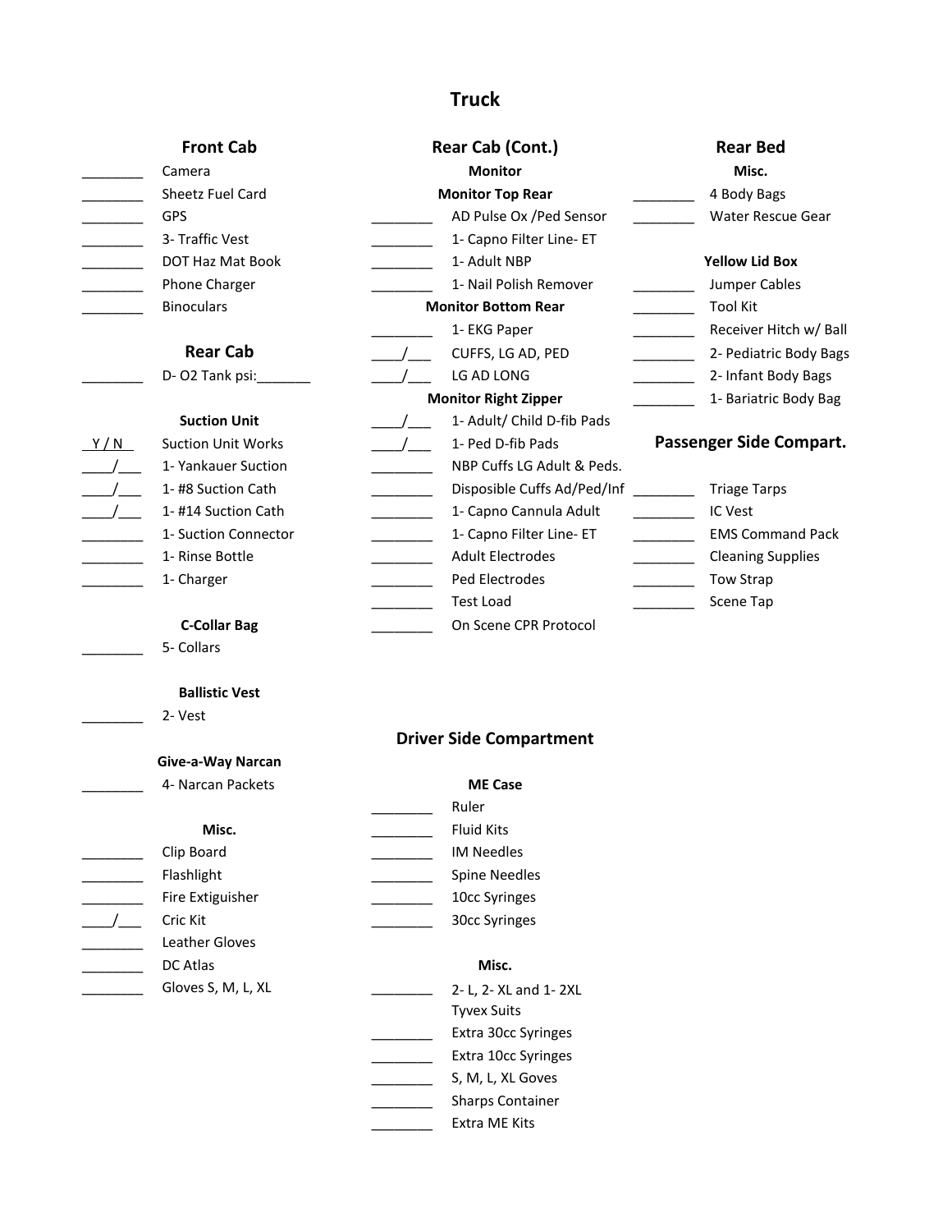# Truck

## Front Cab

- ________ Camera
- ________ Sheetz Fuel Card
- ________ GPS
- ________ 3- Traffic Vest
- ________ DOT Haz Mat Book
- ________ Phone Charger
- ________ Binoculars

## Rear Cab

- ________ D- O2 Tank psi:_______

**Suction Unit**

- Y / N Suction Unit Works
- ____/___ 1- Yankauer Suction
- ____/___ 1- #8 Suction Cath
- ____/___ 1- #14 Suction Cath
- ________ 1- Suction Connector
- ________ 1- Rinse Bottle
- ________ 1- Charger

**C-Collar Bag**

- ________ 5- Collars

**Ballistic Vest**

- ________ 2- Vest

**Give-a-Way Narcan**

- ________ 4- Narcan Packets

**Misc.**

- ________ Clip Board
- ________ Flashlight
- ________ Fire Extiguisher
- ____/___ Cric Kit
- ________ Leather Gloves
- ________ DC Atlas
- ________ Gloves S, M, L, XL

## Rear Cab (Cont.)

**Monitor**

**Monitor Top Rear**

- ________ AD Pulse Ox /Ped Sensor
- ________ 1- Capno Filter Line- ET
- ________ 1- Adult NBP
- ________ 1- Nail Polish Remover

**Monitor Bottom Rear**

- ________ 1- EKG Paper
- ____/___ CUFFS, LG AD, PED
- ____/___ LG AD LONG

**Monitor Right Zipper**

- ____/___ 1- Adult/ Child D-fib Pads
- ____/___ 1- Ped D-fib Pads
- ________ NBP Cuffs LG Adult & Peds.
- ________ Disposible Cuffs Ad/Ped/Inf
- ________ 1- Capno Cannula Adult
- ________ 1- Capno Filter Line- ET
- ________ Adult Electrodes
- ________ Ped Electrodes
- ________ Test Load
- ________ On Scene CPR Protocol

## Driver Side Compartment

**ME Case**

- ________ Ruler
- ________ Fluid Kits
- ________ IM Needles
- ________ Spine Needles
- ________ 10cc Syringes
- ________ 30cc Syringes

**Misc.**

- ________ 2- L, 2- XL and 1- 2XL Tyvex Suits
- ________ Extra 30cc Syringes
- ________ Extra 10cc Syringes
- ________ S, M, L, XL Goves
- ________ Sharps Container
- ________ Extra ME Kits

## Rear Bed

**Misc.**

- ________ 4 Body Bags
- ________ Water Rescue Gear

**Yellow Lid Box**

- ________ Jumper Cables
- ________ Tool Kit
- ________ Receiver Hitch w/ Ball
- ________ 2- Pediatric Body Bags
- ________ 2- Infant Body Bags
- ________ 1- Bariatric Body Bag

## Passenger Side Compart.

- ________ Triage Tarps
- ________ IC Vest
- ________ EMS Command Pack
- ________ Cleaning Supplies
- ________ Tow Strap
- ________ Scene Tap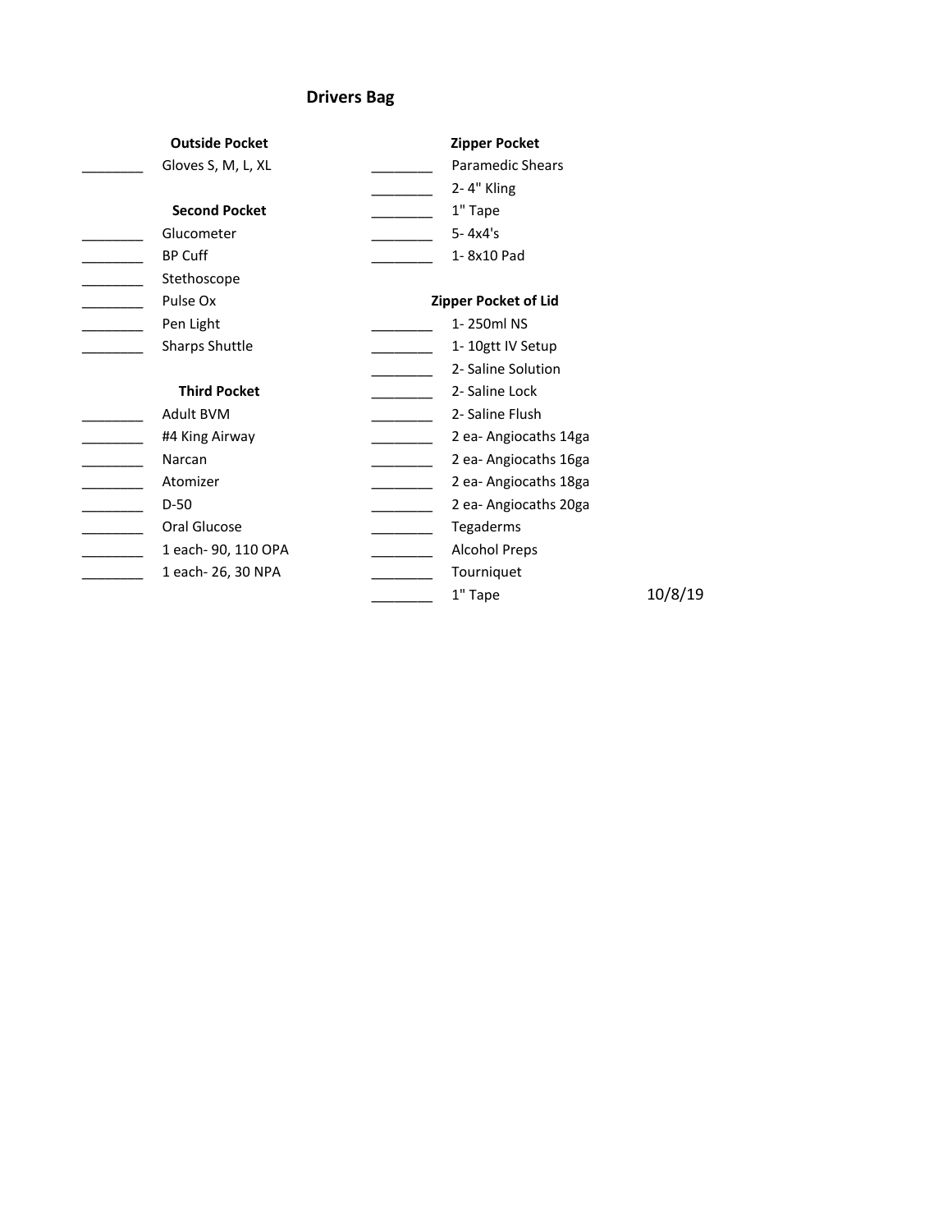# Drivers Bag

**Outside Pocket**

________ Gloves S, M, L, XL

**Second Pocket**

________ Glucometer
________ BP Cuff
________ Stethoscope
________ Pulse Ox
________ Pen Light
________ Sharps Shuttle

**Third Pocket**

________ Adult BVM
________ #4 King Airway
________ Narcan
________ Atomizer
________ D-50
________ Oral Glucose
________ 1 each- 90, 110 OPA
________ 1 each- 26, 30 NPA

**Zipper Pocket**

________ Paramedic Shears
________ 2- 4" Kling
________ 1" Tape
________ 5- 4x4's
________ 1- 8x10 Pad

**Zipper Pocket of Lid**

________ 1- 250ml NS
________ 1- 10gtt IV Setup
________ 2- Saline Solution
________ 2- Saline Lock
________ 2- Saline Flush
________ 2 ea- Angiocaths 14ga
________ 2 ea- Angiocaths 16ga
________ 2 ea- Angiocaths 18ga
________ 2 ea- Angiocaths 20ga
________ Tegaderms
________ Alcohol Preps
________ Tourniquet
________ 1" Tape

10/8/19